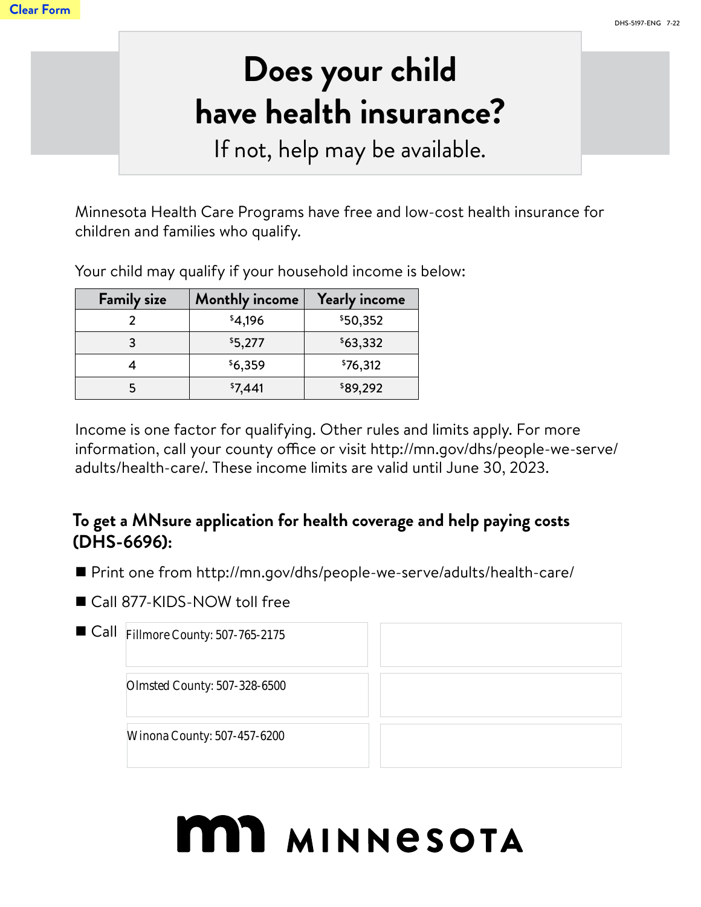# Does your child have health insurance?

If not, help may be available.

Minnesota Health Care Programs have free and low-cost health insurance for children and families who qualify.

Your child may qualify if your household income is below:

| Family size | Monthly income | Yearly income |
|---|---|---|
| 2 | $4,196 | $50,352 |
| 3 | $5,277 | $63,332 |
| 4 | $6,359 | $76,312 |
| 5 | $7,441 | $89,292 |

Income is one factor for qualifying. Other rules and limits apply. For more information, call your county office or visit http://mn.gov/dhs/people-we-serve/adults/health-care/. These income limits are valid until June 30, 2023.

## To get a MNsure application for health coverage and help paying costs (DHS-6696):

- Print one from http://mn.gov/dhs/people-we-serve/adults/health-care/
- Call 877-KIDS-NOW toll free
- Call
  - Fillmore County: 507-765-2175
  - Olmsted County: 507-328-6500
  - Winona County: 507-457-6200

MINNESOTA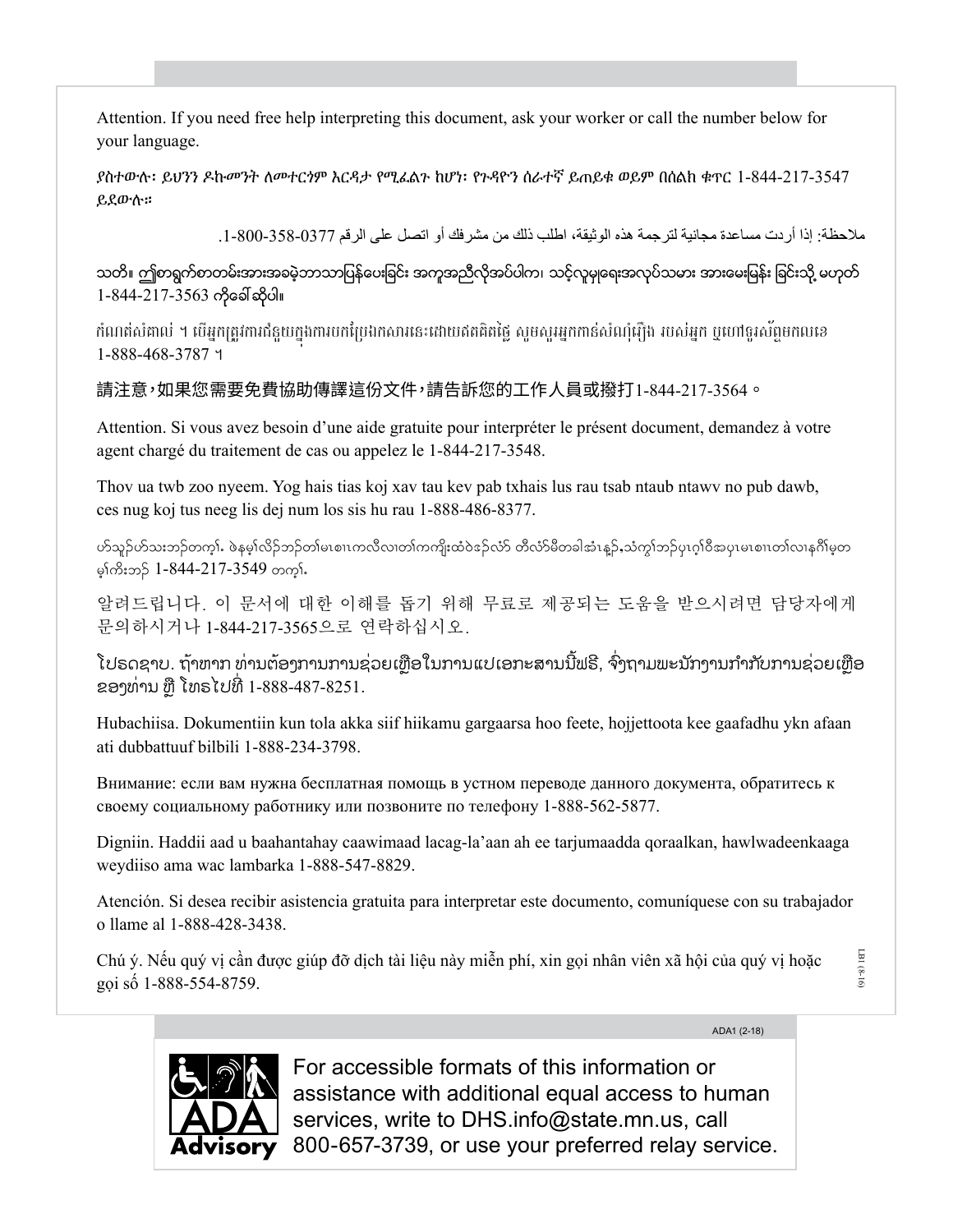Attention. If you need free help interpreting this document, ask your worker or call the number below for your language.

ያስተውሉ፡ ይህንን ዶኩመንት ለመተርጎም እርዳታ የሚፈልጉ ከሆነ፡ የጉዳዮን ሰራተኛ ይጠይቁ ወይም በሰልክ ቁጥር 1-844-217-3547 ይደውሉ።

ملاحظة: إذا أردت مساعدة مجانية لترجمة هذه الوثيقة، اطلب ذلك من مشرفك أو اتصل على الرقم 0377-358-800-1.

သတိ။ ဤစာရွက်စာတမ်းအားအခမဲ့ဘာသာပြန်ပေးခြင်း အကူအညီလိုအပ်ပါက၊ သင့်လူမှုရေးအလုပ်သမား အားမေးမြန်း ခြင်းသို့ မဟုတ် 1-844-217-3563 ကိုခေါ်ဆိုပါ။

កំណត់សំគាល់ ។ បើអ្នកត្រូវការជំនួយក្នុងការបកប្រែឯកសារនេះដោយឥតគិតថ្លៃ សូមសួររអ្នកកាន់សំណុំរឿង របស់អ្នក ឬហៅទូរស័ព្ទមកលេខ 1-888-468-3787 ។

請注意，如果您需要免費協助傳譯這份文件，請告訴您的工作人員或撥打1-844-217-3564。

Attention. Si vous avez besoin d'une aide gratuite pour interpréter le présent document, demandez à votre agent chargé du traitement de cas ou appelez le 1-844-217-3548.

Thov ua twb zoo nyeem. Yog hais tias koj xav tau kev pab txhais lus rau tsab ntaub ntawv no pub dawb, ces nug koj tus neeg lis dej num los sis hu rau 1-888-486-8377.

ဟ်သူဉ်ဟ်သးဘဉ်တက့ၢ်. ဖဲနမ့ၢ်လိဉ်ဘဉ်တၢ်မၤစၢၤကလီလၢတၢ်ကကျိးထံဝဲဒဉ်လံာ် တီလံာ်မီတခါအံၤန့ဉ်,သံကွၢ်ဘဉ်ပှၤဂ့ၢ်ဝီအပှၤမၤစၢၤတၢ်လၢနဂီၢ်မ့တမ့ၢ်ကိးဘဉ် 1-844-217-3549 တက့ၢ်.

알려드립니다. 이 문서에 대한 이해를 돕기 위해 무료로 제공되는 도움을 받으시려면 담당자에게 문의하시거나 1-844-217-3565으로 연락하십시오.

ໂປຣດຊາບ. ຖ້າຫາກ ທ່ານຕ້ອງການການຊ່ວຍເຫຼືອໃນການແປເອກະສານນີ້ຟຣີ, ຈົ່ງຖາມພະນັກງານກໍາກັບການຊ່ວຍເຫຼືອ ຂອງທ່ານ ຫຼື ໂທຣໄປທີ່ 1-888-487-8251.

Hubachiisa. Dokumentiin kun tola akka siif hiikamu gargaarsa hoo feete, hojjettoota kee gaafadhu ykn afaan ati dubbattuuf bilbili 1-888-234-3798.

Внимание: если вам нужна бесплатная помощь в устном переводе данного документа, обратитесь к своему социальному работнику или позвоните по телефону 1-888-562-5877.

Digniin. Haddii aad u baahantahay caawimaad lacag-la'aan ah ee tarjumaadda qoraalkan, hawlwadeenkaaga weydiiso ama wac lambarka 1-888-547-8829.

Atención. Si desea recibir asistencia gratuita para interpretar este documento, comuníquese con su trabajador o llame al 1-888-428-3438.

Chú ý. Nếu quý vị cần được giúp đỡ dịch tài liệu này miễn phí, xin gọi nhân viên xã hội của quý vị hoặc gọi số 1-888-554-8759.

LB1 (8-16)

ADA1 (2-18)

ADA Advisory

For accessible formats of this information or assistance with additional equal access to human services, write to DHS.info@state.mn.us, call 800-657-3739, or use your preferred relay service.